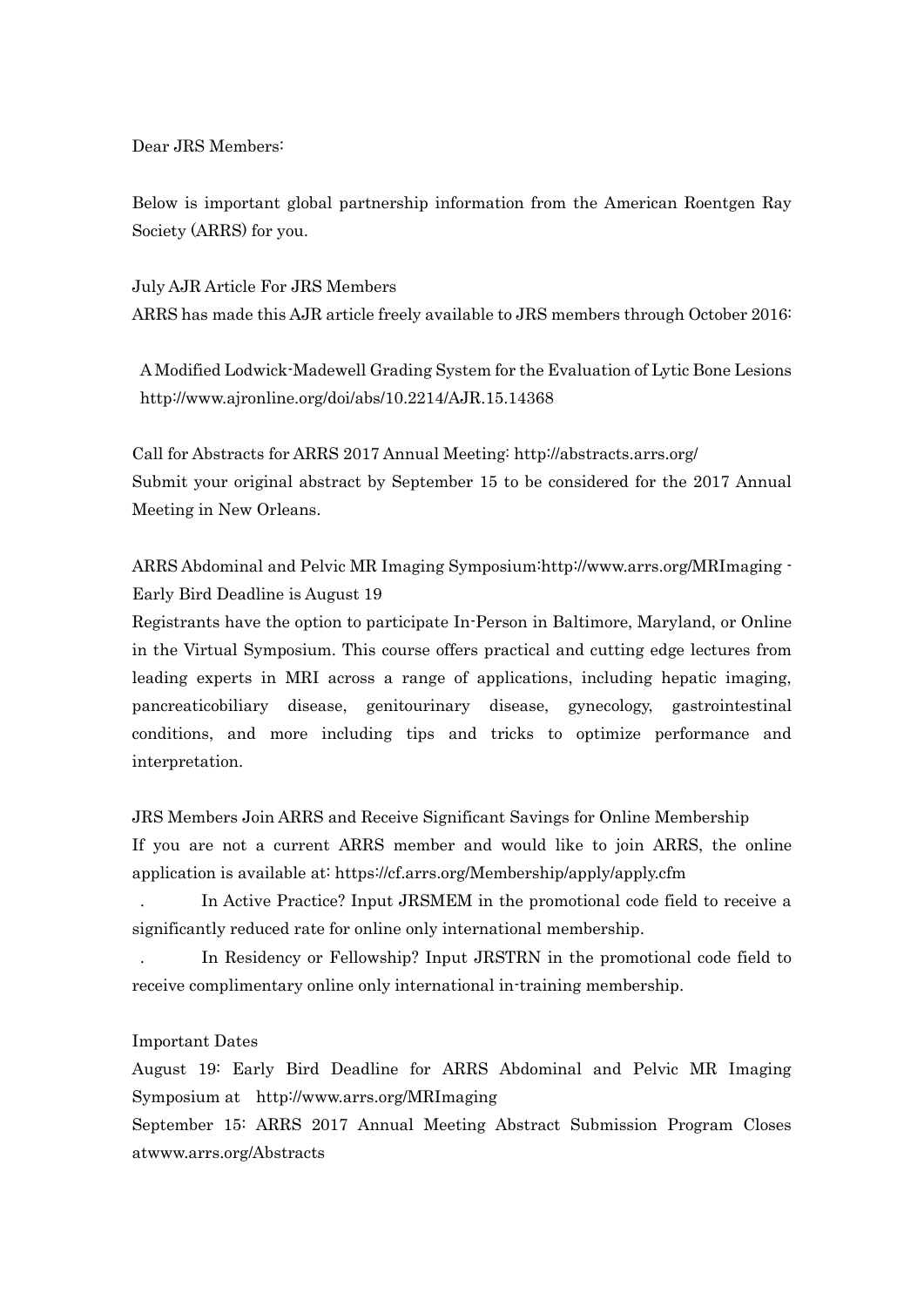Dear JRS Members:

Below is important global partnership information from the American Roentgen Ray Society (ARRS) for you.

July AJR Article For JRS Members

ARRS has made this AJR article freely available to JRS members through October 2016:

A Modified Lodwick-Madewell Grading System for the Evaluation of Lytic Bone Lesions
http://www.ajronline.org/doi/abs/10.2214/AJR.15.14368

Call for Abstracts for ARRS 2017 Annual Meeting: http://abstracts.arrs.org/

Submit your original abstract by September 15 to be considered for the 2017 Annual Meeting in New Orleans.

ARRS Abdominal and Pelvic MR Imaging Symposium:http://www.arrs.org/MRImaging - Early Bird Deadline is August 19

Registrants have the option to participate In-Person in Baltimore, Maryland, or Online in the Virtual Symposium. This course offers practical and cutting edge lectures from leading experts in MRI across a range of applications, including hepatic imaging, pancreaticobiliary disease, genitourinary disease, gynecology, gastrointestinal conditions, and more including tips and tricks to optimize performance and interpretation.

JRS Members Join ARRS and Receive Significant Savings for Online Membership

If you are not a current ARRS member and would like to join ARRS, the online application is available at: https://cf.arrs.org/Membership/apply/apply.cfm

- In Active Practice? Input JRSMEM in the promotional code field to receive a significantly reduced rate for online only international membership.
- In Residency or Fellowship? Input JRSTRN in the promotional code field to receive complimentary online only international in-training membership.

Important Dates

August 19: Early Bird Deadline for ARRS Abdominal and Pelvic MR Imaging Symposium at http://www.arrs.org/MRImaging

September 15: ARRS 2017 Annual Meeting Abstract Submission Program Closes atwww.arrs.org/Abstracts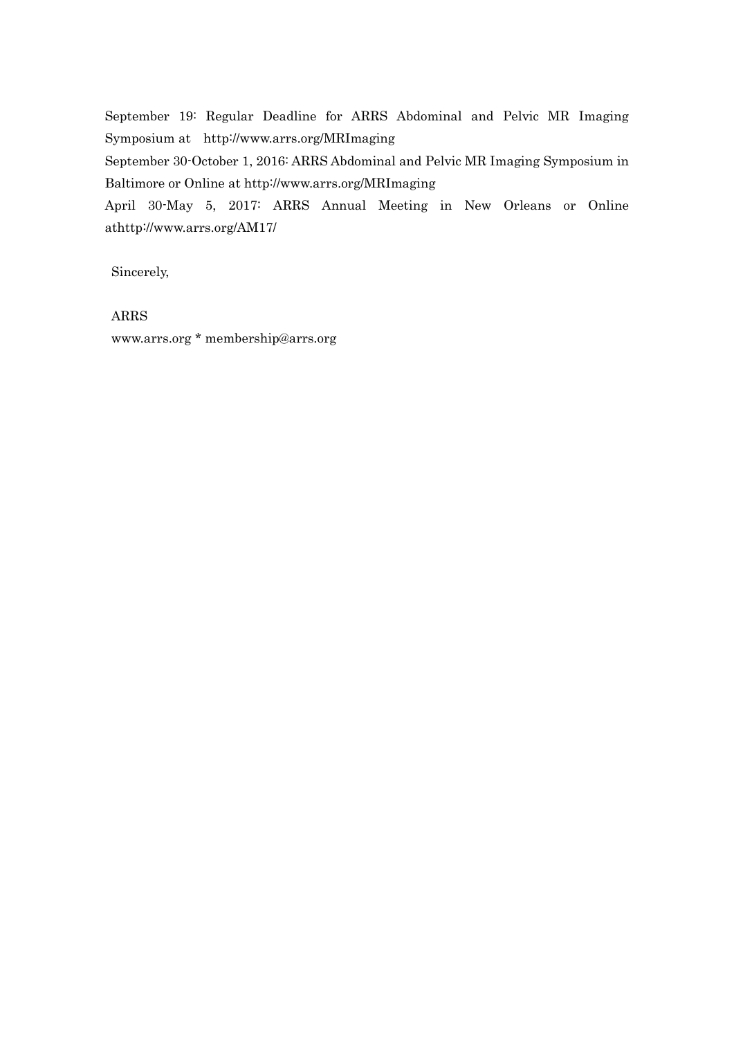September 19: Regular Deadline for ARRS Abdominal and Pelvic MR Imaging Symposium at http://www.arrs.org/MRImaging

September 30-October 1, 2016: ARRS Abdominal and Pelvic MR Imaging Symposium in Baltimore or Online at http://www.arrs.org/MRImaging

April 30-May 5, 2017: ARRS Annual Meeting in New Orleans or Online athttp://www.arrs.org/AM17/

Sincerely,

ARRS

www.arrs.org * membership@arrs.org